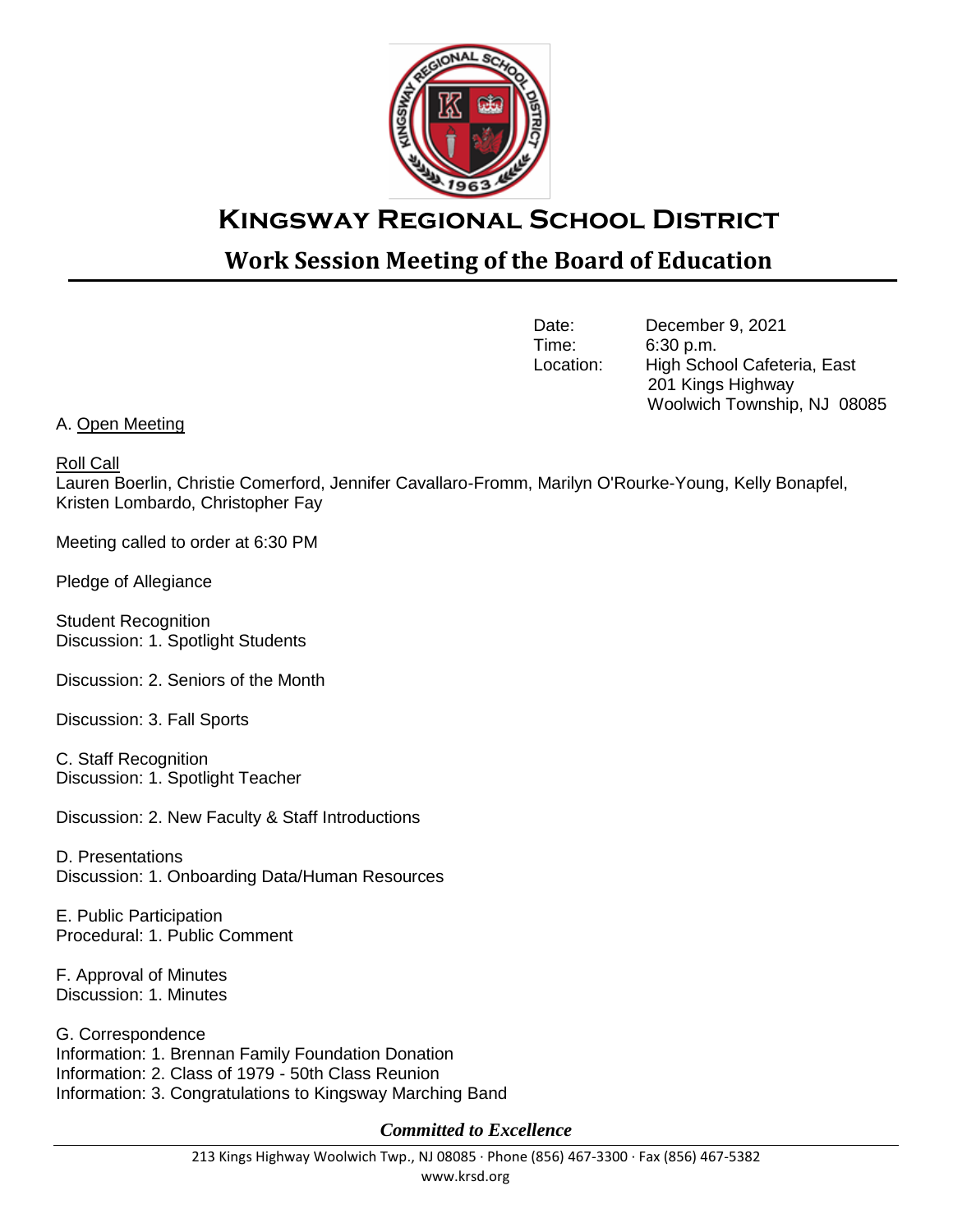# Kingsway Regional School District

## Work Session Meeting of the Board of Education

Date: December 9, 2021
Time: 6:30 p.m.
Location: High School Cafeteria, East
201 Kings Highway
Woolwich Township, NJ 08085

A. Open Meeting

Roll Call
Lauren Boerlin, Christie Comerford, Jennifer Cavallaro-Fromm, Marilyn O'Rourke-Young, Kelly Bonapfel, Kristen Lombardo, Christopher Fay

Meeting called to order at 6:30 PM

Pledge of Allegiance

Student Recognition
Discussion: 1. Spotlight Students

Discussion: 2. Seniors of the Month

Discussion: 3. Fall Sports

C. Staff Recognition
Discussion: 1. Spotlight Teacher

Discussion: 2. New Faculty & Staff Introductions

D. Presentations
Discussion: 1. Onboarding Data/Human Resources

E. Public Participation
Procedural: 1. Public Comment

F. Approval of Minutes
Discussion: 1. Minutes

G. Correspondence
Information: 1. Brennan Family Foundation Donation
Information: 2. Class of 1979 - 50th Class Reunion
Information: 3. Congratulations to Kingsway Marching Band

*Committed to Excellence*

213 Kings Highway Woolwich Twp., NJ 08085 · Phone (856) 467-3300 · Fax (856) 467-5382
www.krsd.org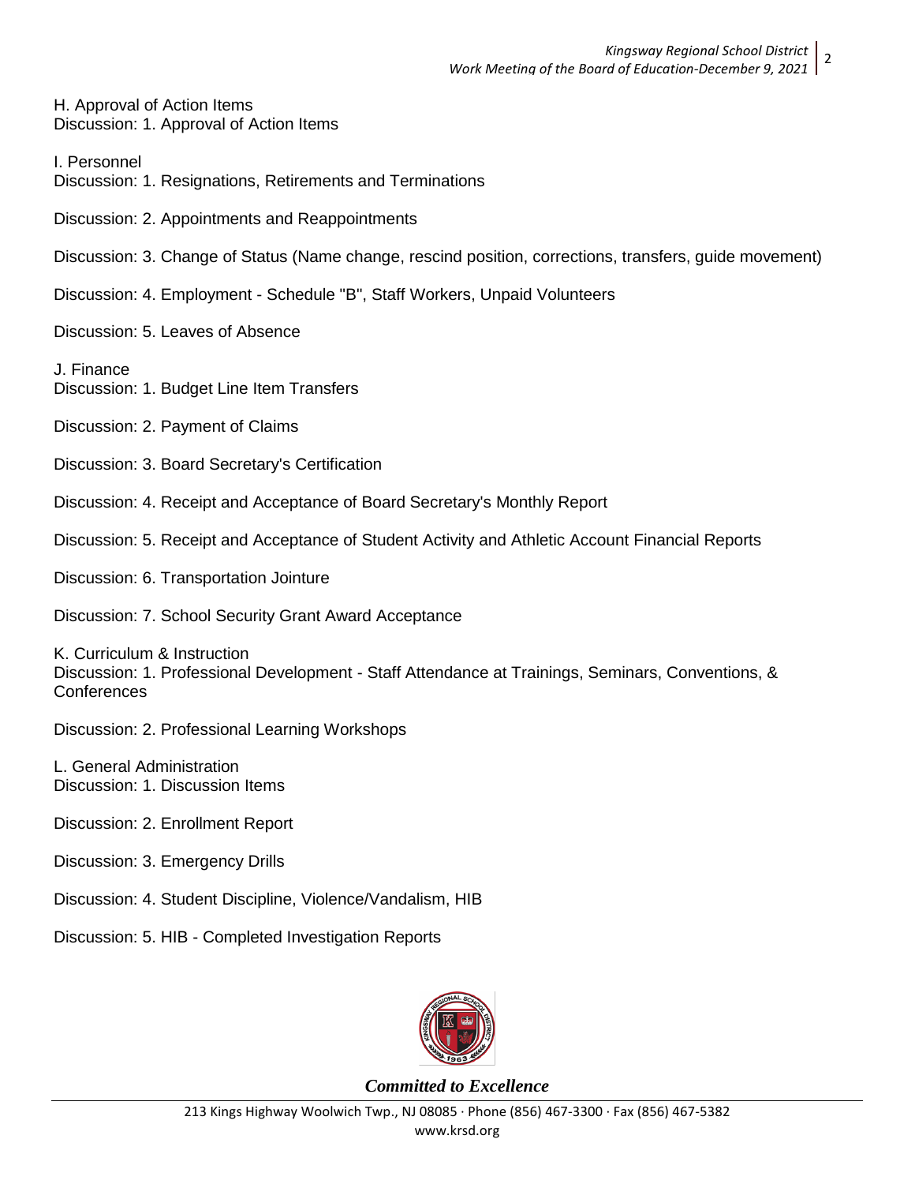H. Approval of Action Items
Discussion: 1. Approval of Action Items

I. Personnel
Discussion: 1. Resignations, Retirements and Terminations

Discussion: 2. Appointments and Reappointments

Discussion: 3. Change of Status (Name change, rescind position, corrections, transfers, guide movement)

Discussion: 4. Employment - Schedule "B", Staff Workers, Unpaid Volunteers

Discussion: 5. Leaves of Absence

J. Finance
Discussion: 1. Budget Line Item Transfers

Discussion: 2. Payment of Claims

Discussion: 3. Board Secretary's Certification

Discussion: 4. Receipt and Acceptance of Board Secretary's Monthly Report

Discussion: 5. Receipt and Acceptance of Student Activity and Athletic Account Financial Reports

Discussion: 6. Transportation Jointure

Discussion: 7. School Security Grant Award Acceptance

K. Curriculum & Instruction
Discussion: 1. Professional Development - Staff Attendance at Trainings, Seminars, Conventions, & Conferences

Discussion: 2. Professional Learning Workshops

L. General Administration
Discussion: 1. Discussion Items

Discussion: 2. Enrollment Report

Discussion: 3. Emergency Drills

Discussion: 4. Student Discipline, Violence/Vandalism, HIB

Discussion: 5. HIB - Completed Investigation Reports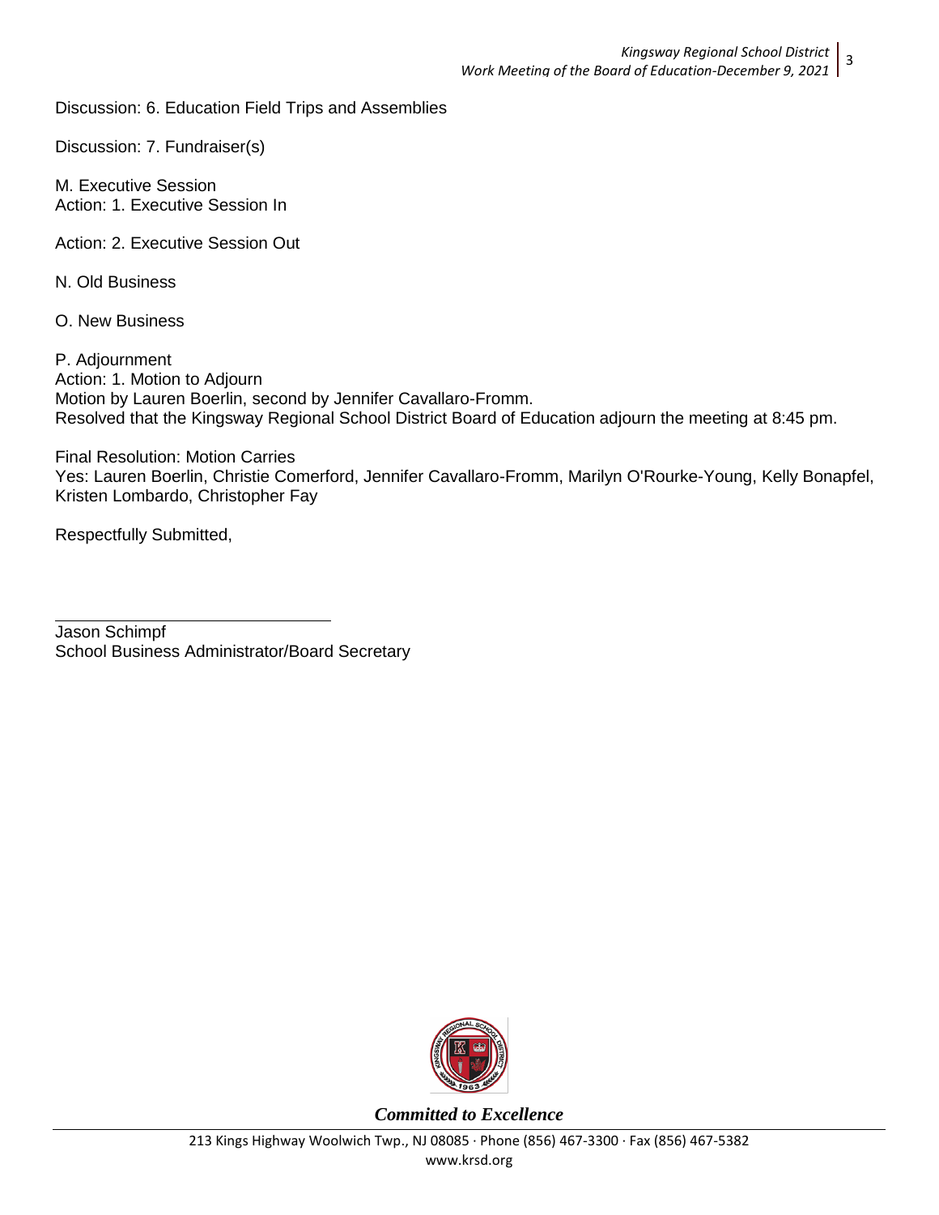Discussion: 6. Education Field Trips and Assemblies

Discussion: 7. Fundraiser(s)

M. Executive Session
Action: 1. Executive Session In

Action: 2. Executive Session Out

N. Old Business

O. New Business

P. Adjournment
Action: 1. Motion to Adjourn
Motion by Lauren Boerlin, second by Jennifer Cavallaro-Fromm.
Resolved that the Kingsway Regional School District Board of Education adjourn the meeting at 8:45 pm.

Final Resolution: Motion Carries
Yes: Lauren Boerlin, Christie Comerford, Jennifer Cavallaro-Fromm, Marilyn O'Rourke-Young, Kelly Bonapfel, Kristen Lombardo, Christopher Fay

Respectfully Submitted,

\_\_\_\_\_\_\_\_\_\_\_\_\_\_\_\_\_\_\_\_\_\_\_\_\_\_\_\_\_\_

Jason Schimpf
School Business Administrator/Board Secretary

*Committed to Excellence*

213 Kings Highway Woolwich Twp., NJ 08085 · Phone (856) 467-3300 · Fax (856) 467-5382
www.krsd.org